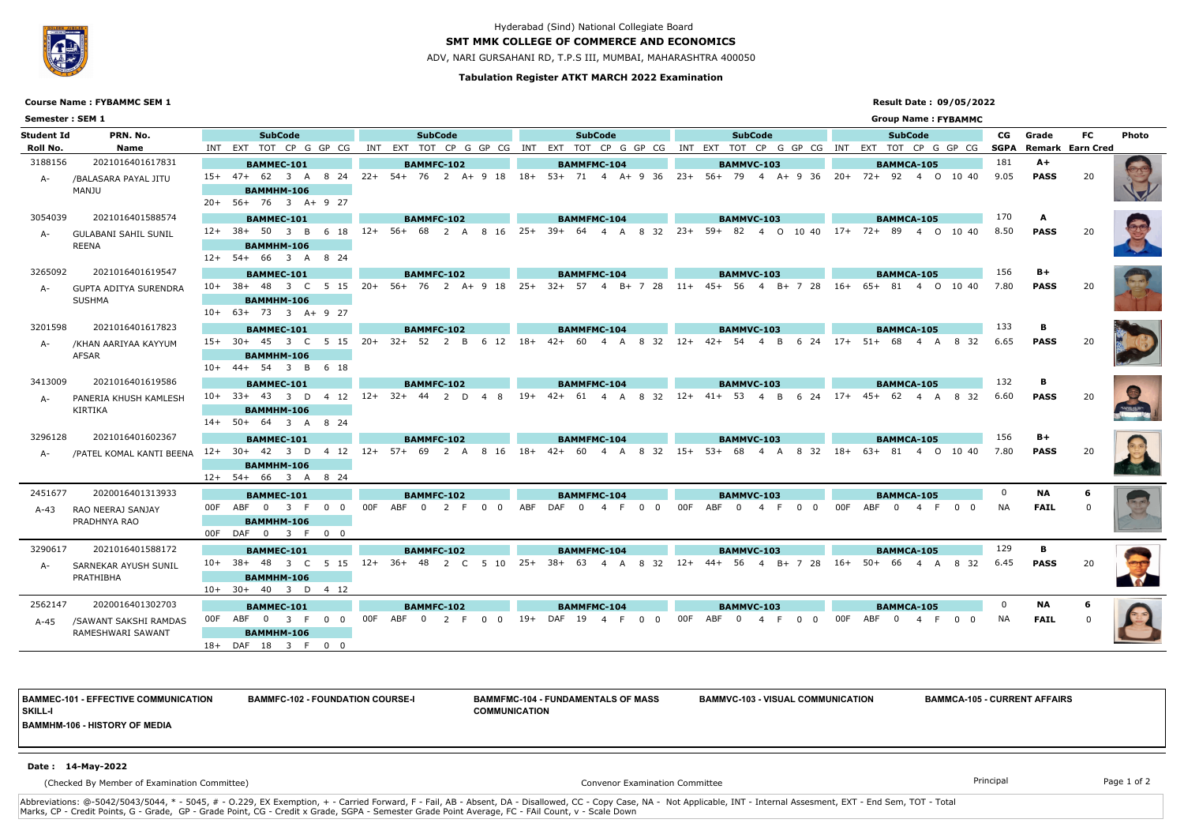Hyderabad (Sind) National Collegiate Board

# SMT MMK COLLEGE OF COMMERCE AND ECONOMICS

ADV, NARI GURSAHANI RD, T.P.S III, MUMBAI, MAHARASHTRA 400050

**Tabulation Register ATKT MARCH 2022 Examination**

**Course Name : FYBAMMC SEM 1**

**Semester : SEM 1**

**Result Date : 09/05/2022**

**Group Name : FYBAMMC**

| Student Id / Roll No. | PRN. No. / Name | SubCode INT EXT TOT CP G GP CG | SubCode INT EXT TOT CP G GP CG | SubCode INT EXT TOT CP G GP CG | SubCode INT EXT TOT CP G GP CG | SubCode INT EXT TOT CP G GP CG | CG SGPA | Grade Remark | FC Earn Cred | Photo |
|---|---|---|---|---|---|---|---|---|---|---|
| 3188156 A- | 2021016401617831 /BALASARA PAYAL JITU MANJU | BAMMEC-101: 15+ 47+ 62 3 A 8 24; BAMMHM-106: 20+ 56+ 76 3 A+ 9 27 | BAMMFC-102: 22+ 54+ 76 2 A+ 9 18 | BAMMFMC-104: 18+ 53+ 71 4 A+ 9 36 | BAMMVC-103: 23+ 56+ 79 4 A+ 9 36 | BAMMCA-105: 20+ 72+ 92 4 O 10 40 | 181 9.05 | A+ PASS | 20 | |
| 3054039 A- | 2021016401588574 GULABANI SAHIL SUNIL REENA | BAMMEC-101: 12+ 38+ 50 3 B 6 18; BAMMHM-106: 12+ 54+ 66 3 A 8 24 | BAMMFC-102: 12+ 56+ 68 2 A 8 16 | BAMMFMC-104: 25+ 39+ 64 4 A 8 32 | BAMMVC-103: 23+ 59+ 82 4 O 10 40 | BAMMCA-105: 17+ 72+ 89 4 O 10 40 | 170 8.50 | A PASS | 20 | |
| 3265092 A- | 2021016401619547 GUPTA ADITYA SURENDRA SUSHMA | BAMMEC-101: 10+ 38+ 48 3 C 5 15; BAMMHM-106: 10+ 63+ 73 3 A+ 9 27 | BAMMFC-102: 20+ 56+ 76 2 A+ 9 18 | BAMMFMC-104: 25+ 32+ 57 4 B+ 7 28 | BAMMVC-103: 11+ 45+ 56 4 B+ 7 28 | BAMMCA-105: 16+ 65+ 81 4 O 10 40 | 156 7.80 | B+ PASS | 20 | |
| 3201598 A- | 2021016401617823 /KHAN AARIYAA KAYYUM AFSAR | BAMMEC-101: 15+ 30+ 45 3 C 5 15; BAMMHM-106: 10+ 44+ 54 3 B 6 18 | BAMMFC-102: 20+ 32+ 52 2 B 6 12 | BAMMFMC-104: 18+ 42+ 60 4 A 8 32 | BAMMVC-103: 12+ 42+ 54 4 B 6 24 | BAMMCA-105: 17+ 51+ 68 4 A 8 32 | 133 6.65 | B PASS | 20 | |
| 3413009 A- | 2021016401619586 PANERIA KHUSH KAMLESH KIRTIKA | BAMMEC-101: 10+ 33+ 43 3 D 4 12; BAMMHM-106: 14+ 50+ 64 3 A 8 24 | BAMMFC-102: 12+ 32+ 44 2 D 4 8 | BAMMFMC-104: 19+ 42+ 61 4 A 8 32 | BAMMVC-103: 12+ 41+ 53 4 B 6 24 | BAMMCA-105: 17+ 45+ 62 4 A 8 32 | 132 6.60 | B PASS | 20 | |
| 3296128 A- | 2021016401602367 /PATEL KOMAL KANTI BEENA | BAMMEC-101: 12+ 30+ 42 3 D 4 12; BAMMHM-106: 12+ 54+ 66 3 A 8 24 | BAMMFC-102: 12+ 57+ 69 2 A 8 16 | BAMMFMC-104: 18+ 42+ 60 4 A 8 32 | BAMMVC-103: 15+ 53+ 68 4 A 8 32 | BAMMCA-105: 18+ 63+ 81 4 O 10 40 | 156 7.80 | B+ PASS | 20 | |
| 2451677 A-43 | 2020016401313933 RAO NEERAJ SANJAY PRADHNYA RAO | BAMMEC-101: 00F ABF 0 3 F 0 0; BAMMHM-106: 00F DAF 0 3 F 0 0 | BAMMFC-102: 00F ABF 0 2 F 0 0 | BAMMFMC-104: ABF DAF 0 4 F 0 0 | BAMMVC-103: 00F ABF 0 4 F 0 0 | BAMMCA-105: 00F ABF 0 4 F 0 0 | 0 NA | NA FAIL | 6 0 | |
| 3290617 A- | 2021016401588172 SARNEKAR AYUSH SUNIL PRATHIBHA | BAMMEC-101: 10+ 38+ 48 3 C 5 15; BAMMHM-106: 10+ 30+ 40 3 D 4 12 | BAMMFC-102: 12+ 36+ 48 2 C 5 10 | BAMMFMC-104: 25+ 38+ 63 4 A 8 32 | BAMMVC-103: 12+ 44+ 56 4 B+ 7 28 | BAMMCA-105: 16+ 50+ 66 4 A 8 32 | 129 6.45 | B PASS | 20 | |
| 2562147 A-45 | 2020016401302703 /SAWANT SAKSHI RAMDAS RAMESHWARI SAWANT | BAMMEC-101: 00F ABF 0 3 F 0 0; BAMMHM-106: 18+ DAF 18 3 F 0 0 | BAMMFC-102: 00F ABF 0 2 F 0 0 | BAMMFMC-104: 19+ DAF 19 4 F 0 0 | BAMMVC-103: 00F ABF 0 4 F 0 0 | BAMMCA-105: 00F ABF 0 4 F 0 0 | 0 NA | NA FAIL | 6 0 | |

**BAMMEC-101 - EFFECTIVE COMMUNICATION SKILL-I** | **BAMMFC-102 - FOUNDATION COURSE-I** | **BAMMFMC-104 - FUNDAMENTALS OF MASS COMMUNICATION** | **BAMMVC-103 - VISUAL COMMUNICATION** | **BAMMCA-105 - CURRENT AFFAIRS** | **BAMMHM-106 - HISTORY OF MEDIA**

**Date : 14-May-2022**

(Checked By Member of Examination Committee) Convenor Examination Committee Principal

Abbreviations: @-5042/5043/5044, * - 5045, # - O.229, EX Exemption, + - Carried Forward, F - Fail, AB - Absent, DA - Disallowed, CC - Copy Case, NA - Not Applicable, INT - Internal Assesment, EXT - End Sem, TOT - Total Marks, CP - Credit Points, G - Grade, GP - Grade Point, CG - Credit x Grade, SGPA - Semester Grade Point Average, FC - FAil Count, v - Scale Down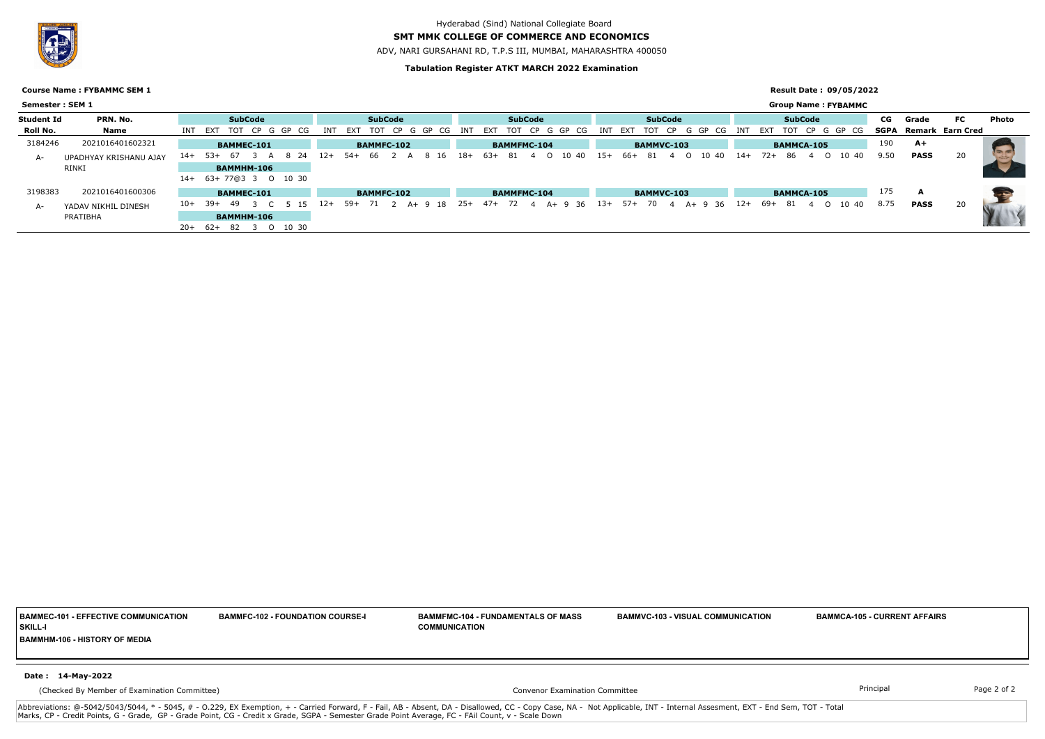Hyderabad (Sind) National Collegiate Board

# SMT MMK COLLEGE OF COMMERCE AND ECONOMICS

ADV, NARI GURSAHANI RD, T.P.S III, MUMBAI, MAHARASHTRA 400050

**Tabulation Register ATKT MARCH 2022 Examination**

**Course Name : FYBAMMC SEM 1** | **Result Date : 09/05/2022**

**Semester : SEM 1** | **Group Name : FYBAMMC**

| Student Id / Roll No. | PRN. No. / Name | SubCode (INT EXT TOT CP G GP CG) | SubCode (INT EXT TOT CP G GP CG) | SubCode (INT EXT TOT CP G GP CG) | SubCode (INT EXT TOT CP G GP CG) | SubCode (INT EXT TOT CP G GP CG) | CG / SGPA | Grade / Remark | FC / Earn Cred | Photo |
|---|---|---|---|---|---|---|---|---|---|---|
| 3184246 | 2021016401602321 | BAMMEC-101 | BAMMFC-102 | BAMMFMC-104 | BAMMVC-103 | BAMMCA-105 | 190 | A+ | | |
| A- | UPADHYAY KRISHANU AJAY RINKI | 14+ 53+ 67 3 A 8 24 | 12+ 54+ 66 2 A 8 16 | 18+ 63+ 81 4 O 10 40 | 15+ 66+ 81 4 O 10 40 | 14+ 72+ 86 4 O 10 40 | 9.50 | PASS | 20 | |
| | | BAMMHM-106 | | | | | | | | |
| | | 14+ 63+ 77@3 3 O 10 30 | | | | | | | | |
| 3198383 | 2021016401600306 | BAMMEC-101 | BAMMFC-102 | BAMMFMC-104 | BAMMVC-103 | BAMMCA-105 | 175 | A | | |
| A- | YADAV NIKHIL DINESH PRATIBHA | 10+ 39+ 49 3 C 5 15 | 12+ 59+ 71 2 A+ 9 18 | 25+ 47+ 72 4 A+ 9 36 | 13+ 57+ 70 4 A+ 9 36 | 12+ 69+ 81 4 O 10 40 | 8.75 | PASS | 20 | |
| | | BAMMHM-106 | | | | | | | | |
| | | 20+ 62+ 82 3 O 10 30 | | | | | | | | |

**BAMMEC-101 - EFFECTIVE COMMUNICATION SKILL-I** | **BAMMFC-102 - FOUNDATION COURSE-I** | **BAMMFMC-104 - FUNDAMENTALS OF MASS COMMUNICATION** | **BAMMVC-103 - VISUAL COMMUNICATION** | **BAMMCA-105 - CURRENT AFFAIRS**

**BAMMHM-106 - HISTORY OF MEDIA**

**Date : 14-May-2022**

(Checked By Member of Examination Committee) | Convenor Examination Committee | Principal

Abbreviations: @-5042/5043/5044, * - 5045, # - O.229, EX Exemption, + - Carried Forward, F - Fail, AB - Absent, DA - Disallowed, CC - Copy Case, NA - Not Applicable, INT - Internal Assesment, EXT - End Sem, TOT - Total Marks, CP - Credit Points, G - Grade, GP - Grade Point, CG - Credit x Grade, SGPA - Semester Grade Point Average, FC - FAil Count, v - Scale Down